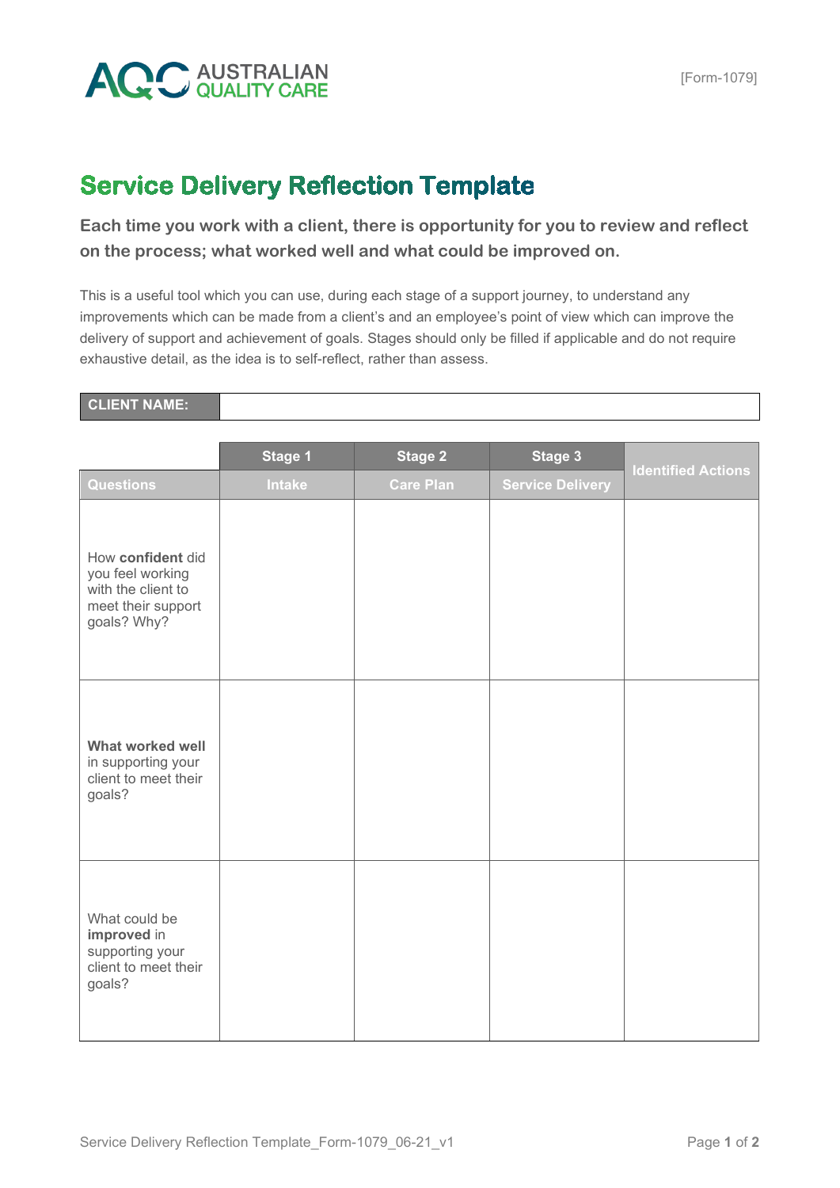[Form-1079]

# Service Delivery Reflection Template

**Each time you work with a client, there is opportunity for you to review and reflect on the process; what worked well and what could be improved on.**

This is a useful tool which you can use, during each stage of a support journey, to understand any improvements which can be made from a client's and an employee's point of view which can improve the delivery of support and achievement of goals. Stages should only be filled if applicable and do not require exhaustive detail, as the idea is to self-reflect, rather than assess.

| **CLIENT NAME:** | |
|---|---|

| | Stage 1 | Stage 2 | Stage 3 | Identified Actions |
|---|---|---|---|---|
| **Questions** | **Intake** | **Care Plan** | **Service Delivery** | |
| How **confident** did you feel working with the client to meet their support goals? Why? | | | | |
| **What worked well** in supporting your client to meet their goals? | | | | |
| What could be **improved** in supporting your client to meet their goals? | | | | |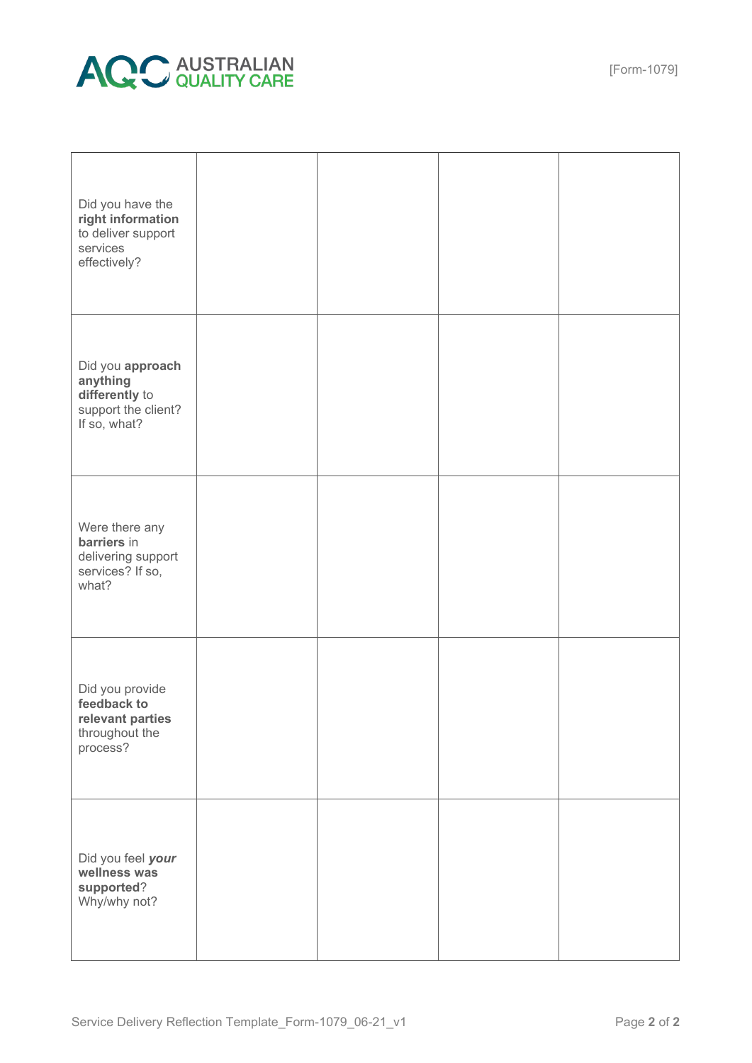| | | | | |
|---|---|---|---|---|
| Did you have the **right information** to deliver support services effectively? | | | | |
| Did you **approach anything differently** to support the client? If so, what? | | | | |
| Were there any **barriers** in delivering support services? If so, what? | | | | |
| Did you provide **feedback to relevant parties** throughout the process? | | | | |
| Did you feel ***your*** **wellness was supported**? Why/why not? | | | | |